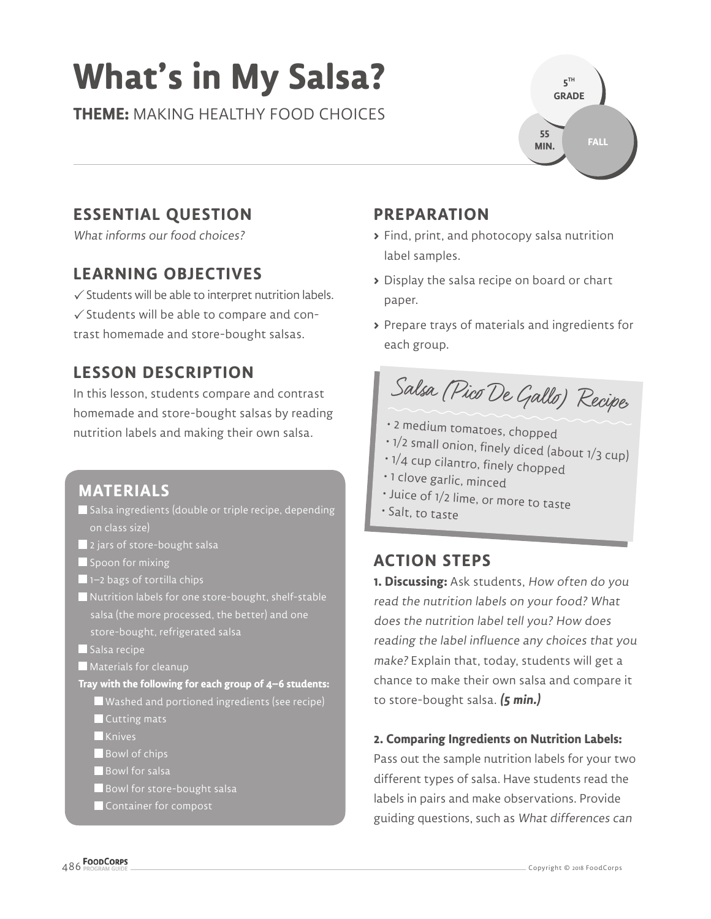# What's in My Salsa?

**THEME:** MAKING HEALTHY FOOD CHOICES

5TH GRADE | 55 MIN. | FALL

## ESSENTIAL QUESTION

*What informs our food choices?*

## LEARNING OBJECTIVES

✓ Students will be able to interpret nutrition labels.
✓ Students will be able to compare and contrast homemade and store-bought salsas.

## LESSON DESCRIPTION

In this lesson, students compare and contrast homemade and store-bought salsas by reading nutrition labels and making their own salsa.

## MATERIALS

- Salsa ingredients (double or triple recipe, depending on class size)
- 2 jars of store-bought salsa
- Spoon for mixing
- 1–2 bags of tortilla chips
- Nutrition labels for one store-bought, shelf-stable salsa (the more processed, the better) and one store-bought, refrigerated salsa
- Salsa recipe
- Materials for cleanup

**Tray with the following for each group of 4–6 students:**

- Washed and portioned ingredients (see recipe)
- Cutting mats
- Knives
- Bowl of chips
- Bowl for salsa
- Bowl for store-bought salsa
- Container for compost

## PREPARATION

- Find, print, and photocopy salsa nutrition label samples.
- Display the salsa recipe on board or chart paper.
- Prepare trays of materials and ingredients for each group.

### Salsa (Pico De Gallo) Recipe

- 2 medium tomatoes, chopped
- 1/2 small onion, finely diced (about 1/3 cup)
- 1/4 cup cilantro, finely chopped
- 1 clove garlic, minced
- Juice of 1/2 lime, or more to taste
- Salt, to taste

## ACTION STEPS

**1. Discussing:** Ask students, *How often do you read the nutrition labels on your food? What does the nutrition label tell you? How does reading the label influence any choices that you make?* Explain that, today, students will get a chance to make their own salsa and compare it to store-bought salsa. ***(5 min.)***

**2. Comparing Ingredients on Nutrition Labels:** Pass out the sample nutrition labels for your two different types of salsa. Have students read the labels in pairs and make observations. Provide guiding questions, such as *What differences can*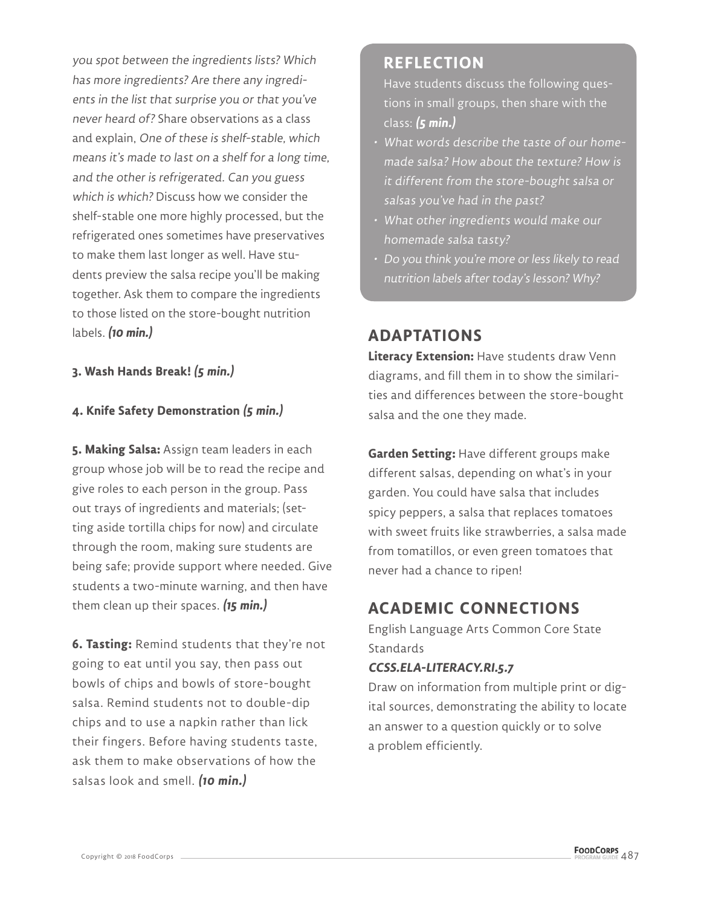*you spot between the ingredients lists? Which has more ingredients? Are there any ingredients in the list that surprise you or that you've never heard of?* Share observations as a class and explain, *One of these is shelf-stable, which means it's made to last on a shelf for a long time, and the other is refrigerated. Can you guess which is which?* Discuss how we consider the shelf-stable one more highly processed, but the refrigerated ones sometimes have preservatives to make them last longer as well. Have students preview the salsa recipe you'll be making together. Ask them to compare the ingredients to those listed on the store-bought nutrition labels. ***(10 min.)***

**3. Wash Hands Break!** ***(5 min.)***

**4. Knife Safety Demonstration** ***(5 min.)***

**5. Making Salsa:** Assign team leaders in each group whose job will be to read the recipe and give roles to each person in the group. Pass out trays of ingredients and materials; (setting aside tortilla chips for now) and circulate through the room, making sure students are being safe; provide support where needed. Give students a two-minute warning, and then have them clean up their spaces. ***(15 min.)***

**6. Tasting:** Remind students that they're not going to eat until you say, then pass out bowls of chips and bowls of store-bought salsa. Remind students not to double-dip chips and to use a napkin rather than lick their fingers. Before having students taste, ask them to make observations of how the salsas look and smell. ***(10 min.)***

## REFLECTION

Have students discuss the following questions in small groups, then share with the class: ***(5 min.)***

- *What words describe the taste of our homemade salsa? How about the texture? How is it different from the store-bought salsa or salsas you've had in the past?*
- *What other ingredients would make our homemade salsa tasty?*
- *Do you think you're more or less likely to read nutrition labels after today's lesson? Why?*

## ADAPTATIONS

**Literacy Extension:** Have students draw Venn diagrams, and fill them in to show the similarities and differences between the store-bought salsa and the one they made.

**Garden Setting:** Have different groups make different salsas, depending on what's in your garden. You could have salsa that includes spicy peppers, a salsa that replaces tomatoes with sweet fruits like strawberries, a salsa made from tomatillos, or even green tomatoes that never had a chance to ripen!

## ACADEMIC CONNECTIONS

English Language Arts Common Core State Standards

***CCSS.ELA-LITERACY.RI.5.7***

Draw on information from multiple print or digital sources, demonstrating the ability to locate an answer to a question quickly or to solve a problem efficiently.